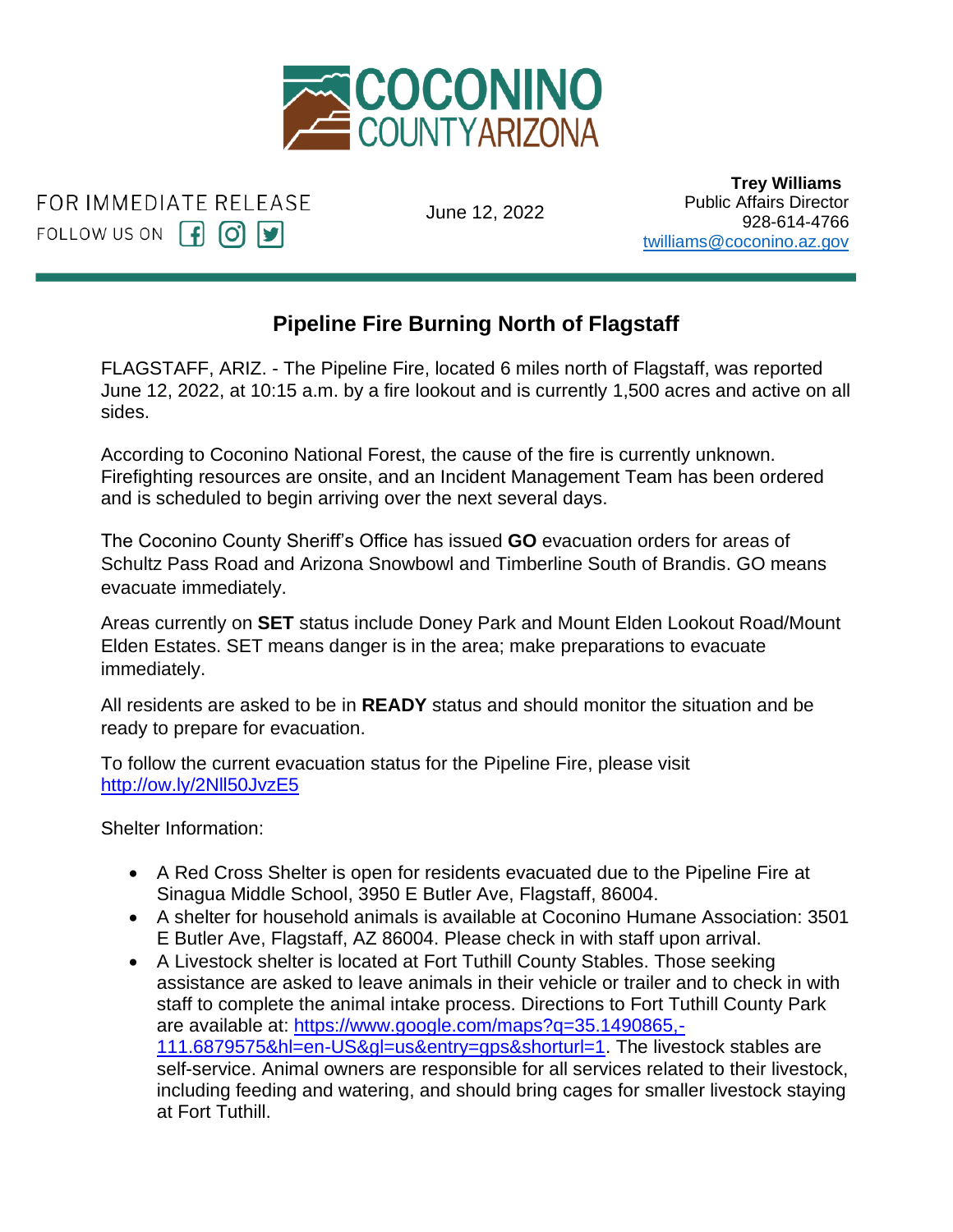COCONINO COUNTY ARIZONA

FOR IMMEDIATE RELEASE
FOLLOW US ON

June 12, 2022

**Trey Williams**
Public Affairs Director
928-614-4766
[twilliams@coconino.az.gov](mailto:twilliams@coconino.az.gov)

## Pipeline Fire Burning North of Flagstaff

FLAGSTAFF, ARIZ. - The Pipeline Fire, located 6 miles north of Flagstaff, was reported June 12, 2022, at 10:15 a.m. by a fire lookout and is currently 1,500 acres and active on all sides.

According to Coconino National Forest, the cause of the fire is currently unknown. Firefighting resources are onsite, and an Incident Management Team has been ordered and is scheduled to begin arriving over the next several days.

The Coconino County Sheriff's Office has issued **GO** evacuation orders for areas of Schultz Pass Road and Arizona Snowbowl and Timberline South of Brandis. GO means evacuate immediately.

Areas currently on **SET** status include Doney Park and Mount Elden Lookout Road/Mount Elden Estates. SET means danger is in the area; make preparations to evacuate immediately.

All residents are asked to be in **READY** status and should monitor the situation and be ready to prepare for evacuation.

To follow the current evacuation status for the Pipeline Fire, please visit [http://ow.ly/2Nll50JvzE5](http://ow.ly/2Nll50JvzE5)

Shelter Information:

- A Red Cross Shelter is open for residents evacuated due to the Pipeline Fire at Sinagua Middle School, 3950 E Butler Ave, Flagstaff, 86004.
- A shelter for household animals is available at Coconino Humane Association: 3501 E Butler Ave, Flagstaff, AZ 86004. Please check in with staff upon arrival.
- A Livestock shelter is located at Fort Tuthill County Stables. Those seeking assistance are asked to leave animals in their vehicle or trailer and to check in with staff to complete the animal intake process. Directions to Fort Tuthill County Park are available at: [https://www.google.com/maps?q=35.1490865,-111.6879575&hl=en-US&gl=us&entry=gps&shorturl=1](https://www.google.com/maps?q=35.1490865,-111.6879575&hl=en-US&gl=us&entry=gps&shorturl=1). The livestock stables are self-service. Animal owners are responsible for all services related to their livestock, including feeding and watering, and should bring cages for smaller livestock staying at Fort Tuthill.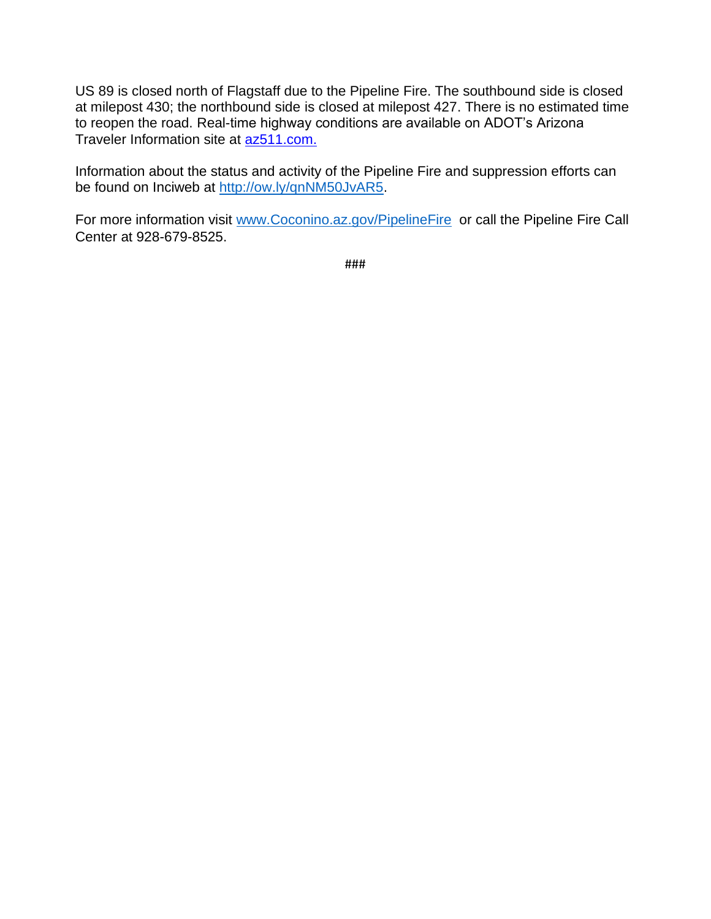US 89 is closed north of Flagstaff due to the Pipeline Fire. The southbound side is closed at milepost 430; the northbound side is closed at milepost 427. There is no estimated time to reopen the road. Real-time highway conditions are available on ADOT's Arizona Traveler Information site at [az511.com.](az511.com)

Information about the status and activity of the Pipeline Fire and suppression efforts can be found on Inciweb at [http://ow.ly/qnNM50JvAR5](http://ow.ly/qnNM50JvAR5).

For more information visit [www.Coconino.az.gov/PipelineFire](www.Coconino.az.gov/PipelineFire) or call the Pipeline Fire Call Center at 928-679-8525.

###